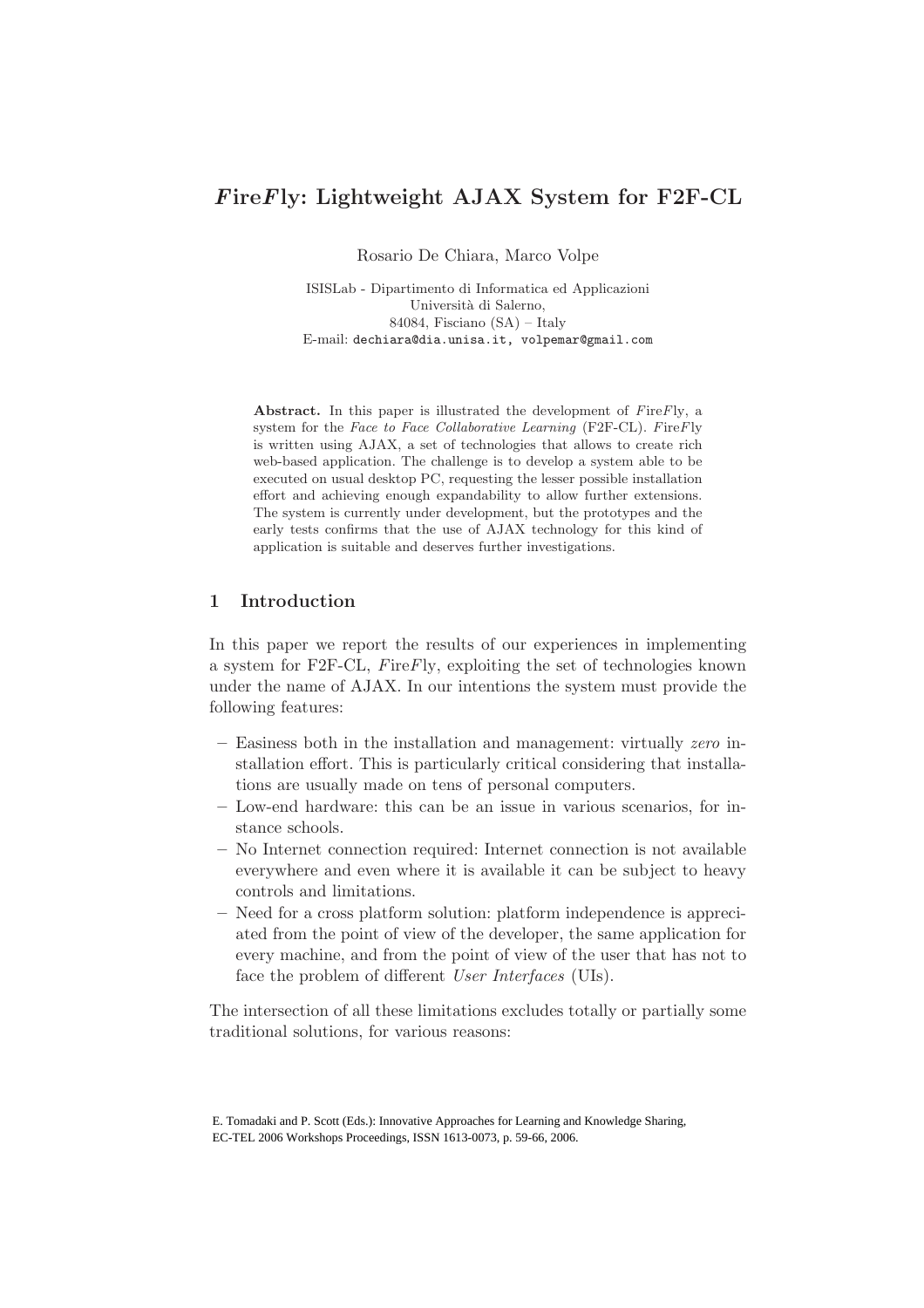# *F*ire*F*ly: Lightweight AJAX System for F2F-CL

Rosario De Chiara, Marco Volpe

ISISLab - Dipartimento di Informatica ed Applicazioni
Università di Salerno,
84084, Fisciano (SA) – Italy
E-mail: dechiara@dia.unisa.it, volpemar@gmail.com

**Abstract.** In this paper is illustrated the development of *F*ire*F*ly, a system for the *Face to Face Collaborative Learning* (F2F-CL). *F*ire*F*ly is written using AJAX, a set of technologies that allows to create rich web-based application. The challenge is to develop a system able to be executed on usual desktop PC, requesting the lesser possible installation effort and achieving enough expandability to allow further extensions. The system is currently under development, but the prototypes and the early tests confirms that the use of AJAX technology for this kind of application is suitable and deserves further investigations.

## 1 Introduction

In this paper we report the results of our experiences in implementing a system for F2F-CL, *F*ire*F*ly, exploiting the set of technologies known under the name of AJAX. In our intentions the system must provide the following features:

- Easiness both in the installation and management: virtually *zero* installation effort. This is particularly critical considering that installations are usually made on tens of personal computers.
- Low-end hardware: this can be an issue in various scenarios, for instance schools.
- No Internet connection required: Internet connection is not available everywhere and even where it is available it can be subject to heavy controls and limitations.
- Need for a cross platform solution: platform independence is appreciated from the point of view of the developer, the same application for every machine, and from the point of view of the user that has not to face the problem of different *User Interfaces* (UIs).

The intersection of all these limitations excludes totally or partially some traditional solutions, for various reasons:

E. Tomadaki and P. Scott (Eds.): Innovative Approaches for Learning and Knowledge Sharing, EC-TEL 2006 Workshops Proceedings, ISSN 1613-0073, p. 59-66, 2006.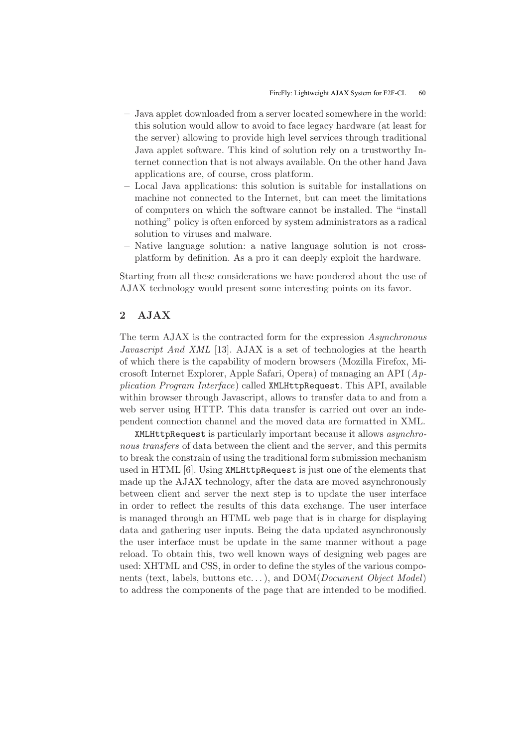– Java applet downloaded from a server located somewhere in the world: this solution would allow to avoid to face legacy hardware (at least for the server) allowing to provide high level services through traditional Java applet software. This kind of solution rely on a trustworthy Internet connection that is not always available. On the other hand Java applications are, of course, cross platform.
– Local Java applications: this solution is suitable for installations on machine not connected to the Internet, but can meet the limitations of computers on which the software cannot be installed. The "install nothing" policy is often enforced by system administrators as a radical solution to viruses and malware.
– Native language solution: a native language solution is not cross-platform by definition. As a pro it can deeply exploit the hardware.

Starting from all these considerations we have pondered about the use of AJAX technology would present some interesting points on its favor.

## 2 AJAX

The term AJAX is the contracted form for the expression *Asynchronous Javascript And XML* [13]. AJAX is a set of technologies at the hearth of which there is the capability of modern browsers (Mozilla Firefox, Microsoft Internet Explorer, Apple Safari, Opera) of managing an API (*Application Program Interface*) called `XMLHttpRequest`. This API, available within browser through Javascript, allows to transfer data to and from a web server using HTTP. This data transfer is carried out over an independent connection channel and the moved data are formatted in XML.

`XMLHttpRequest` is particularly important because it allows *asynchronous transfers* of data between the client and the server, and this permits to break the constrain of using the traditional form submission mechanism used in HTML [6]. Using `XMLHttpRequest` is just one of the elements that made up the AJAX technology, after the data are moved asynchronously between client and server the next step is to update the user interface in order to reflect the results of this data exchange. The user interface is managed through an HTML web page that is in charge for displaying data and gathering user inputs. Being the data updated asynchronously the user interface must be update in the same manner without a page reload. To obtain this, two well known ways of designing web pages are used: XHTML and CSS, in order to define the styles of the various components (text, labels, buttons etc. . . ), and DOM(*Document Object Model*) to address the components of the page that are intended to be modified.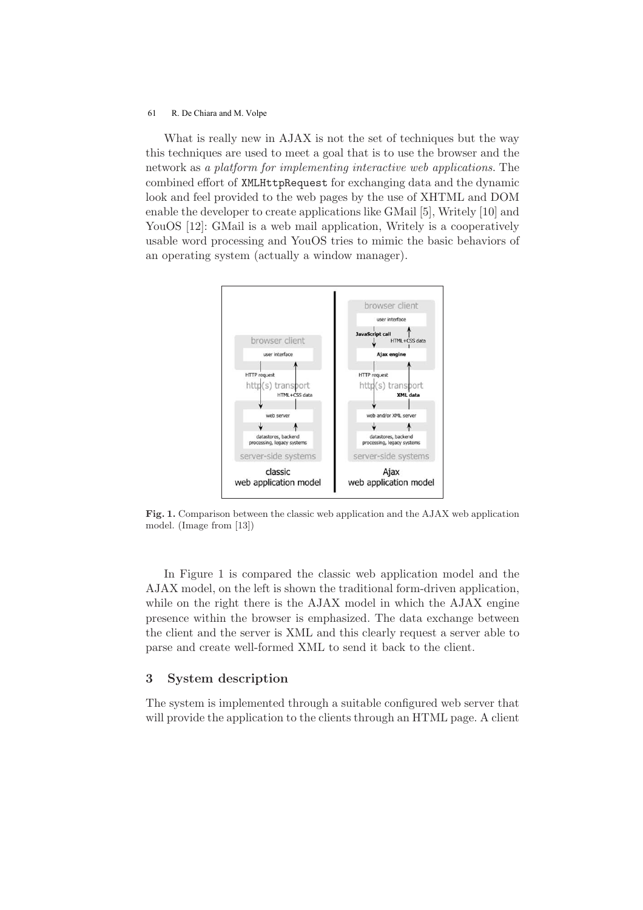What is really new in AJAX is not the set of techniques but the way this techniques are used to meet a goal that is to use the browser and the network as *a platform for implementing interactive web applications*. The combined effort of XMLHttpRequest for exchanging data and the dynamic look and feel provided to the web pages by the use of XHTML and DOM enable the developer to create applications like GMail [5], Writely [10] and YouOS [12]: GMail is a web mail application, Writely is a cooperatively usable word processing and YouOS tries to mimic the basic behaviors of an operating system (actually a window manager).

**Fig. 1.** Comparison between the classic web application and the AJAX web application model. (Image from [13])

In Figure 1 is compared the classic web application model and the AJAX model, on the left is shown the traditional form-driven application, while on the right there is the AJAX model in which the AJAX engine presence within the browser is emphasized. The data exchange between the client and the server is XML and this clearly request a server able to parse and create well-formed XML to send it back to the client.

## 3 System description

The system is implemented through a suitable configured web server that will provide the application to the clients through an HTML page. A client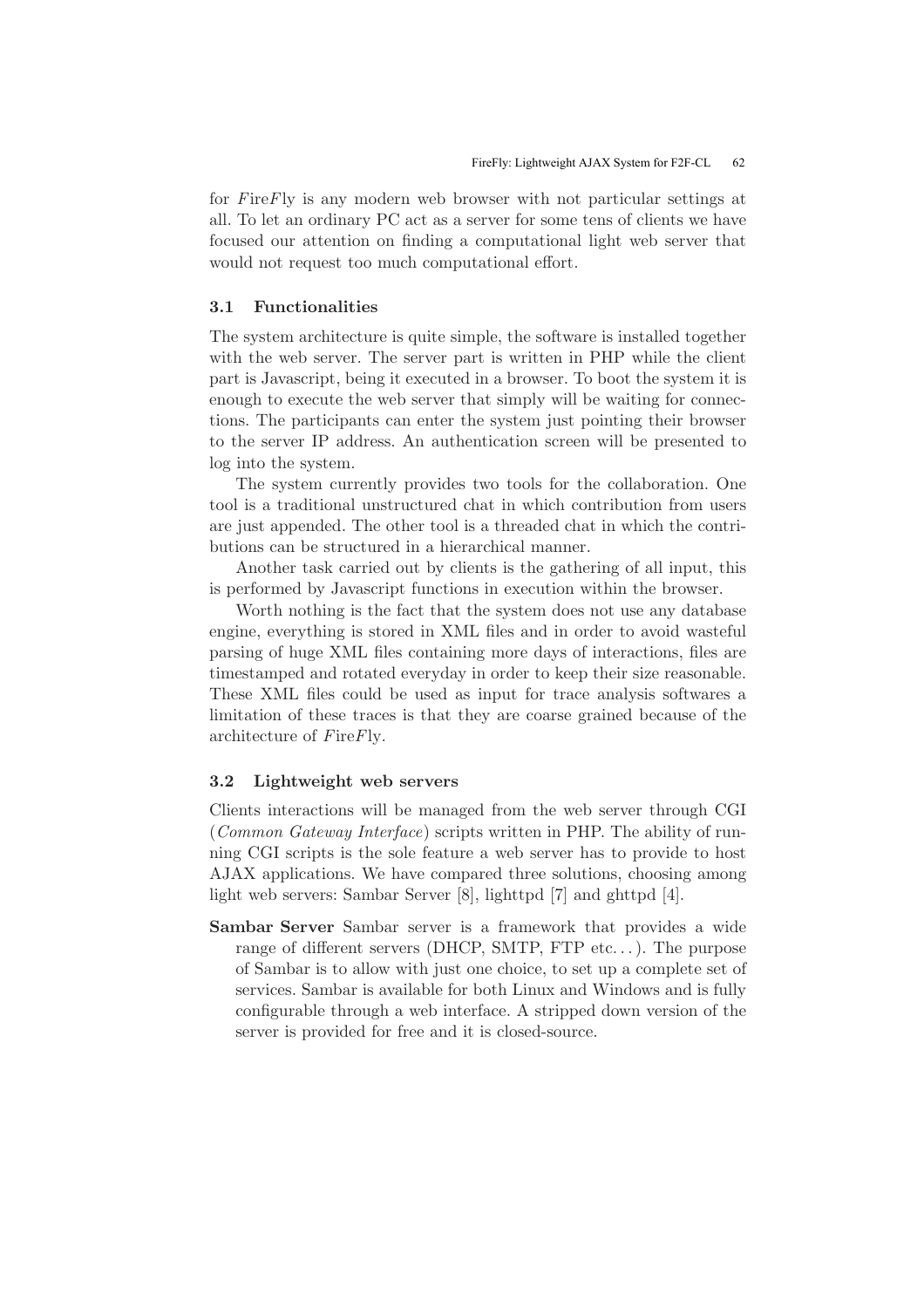for *F*ire*F*ly is any modern web browser with not particular settings at all. To let an ordinary PC act as a server for some tens of clients we have focused our attention on finding a computational light web server that would not request too much computational effort.

### 3.1 Functionalities

The system architecture is quite simple, the software is installed together with the web server. The server part is written in PHP while the client part is Javascript, being it executed in a browser. To boot the system it is enough to execute the web server that simply will be waiting for connections. The participants can enter the system just pointing their browser to the server IP address. An authentication screen will be presented to log into the system.

The system currently provides two tools for the collaboration. One tool is a traditional unstructured chat in which contribution from users are just appended. The other tool is a threaded chat in which the contributions can be structured in a hierarchical manner.

Another task carried out by clients is the gathering of all input, this is performed by Javascript functions in execution within the browser.

Worth nothing is the fact that the system does not use any database engine, everything is stored in XML files and in order to avoid wasteful parsing of huge XML files containing more days of interactions, files are timestamped and rotated everyday in order to keep their size reasonable. These XML files could be used as input for trace analysis softwares a limitation of these traces is that they are coarse grained because of the architecture of *F*ire*F*ly.

### 3.2 Lightweight web servers

Clients interactions will be managed from the web server through CGI (*Common Gateway Interface*) scripts written in PHP. The ability of running CGI scripts is the sole feature a web server has to provide to host AJAX applications. We have compared three solutions, choosing among light web servers: Sambar Server [8], lighttpd [7] and ghttpd [4].

**Sambar Server** Sambar server is a framework that provides a wide range of different servers (DHCP, SMTP, FTP etc. . . ). The purpose of Sambar is to allow with just one choice, to set up a complete set of services. Sambar is available for both Linux and Windows and is fully configurable through a web interface. A stripped down version of the server is provided for free and it is closed-source.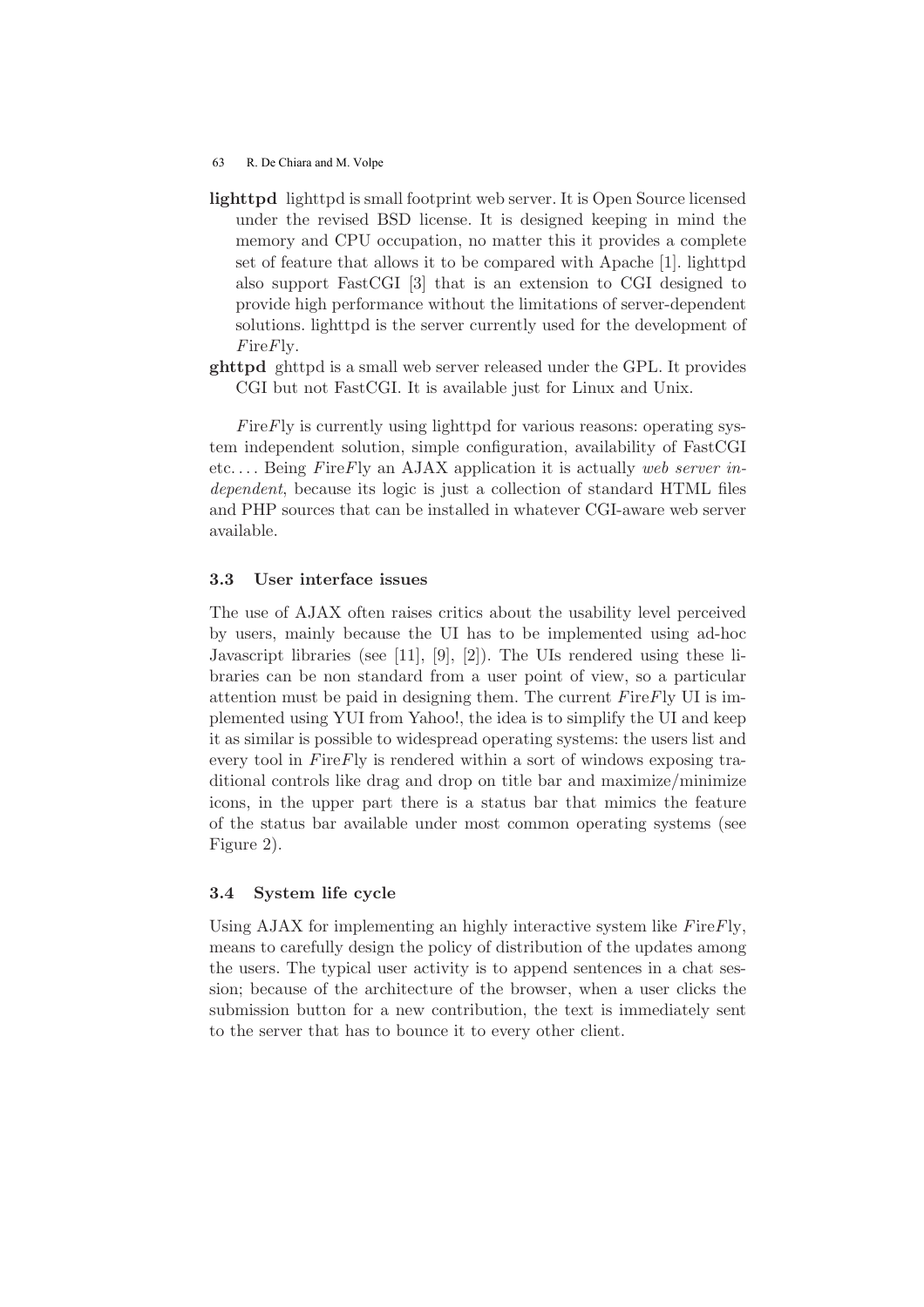**lighttpd** lighttpd is small footprint web server. It is Open Source licensed under the revised BSD license. It is designed keeping in mind the memory and CPU occupation, no matter this it provides a complete set of feature that allows it to be compared with Apache [1]. lighttpd also support FastCGI [3] that is an extension to CGI designed to provide high performance without the limitations of server-dependent solutions. lighttpd is the server currently used for the development of *F*ire*F*ly.

**ghttpd** ghttpd is a small web server released under the GPL. It provides CGI but not FastCGI. It is available just for Linux and Unix.

*F*ire*F*ly is currently using lighttpd for various reasons: operating system independent solution, simple configuration, availability of FastCGI etc.... Being *F*ire*F*ly an AJAX application it is actually *web server independent*, because its logic is just a collection of standard HTML files and PHP sources that can be installed in whatever CGI-aware web server available.

### 3.3 User interface issues

The use of AJAX often raises critics about the usability level perceived by users, mainly because the UI has to be implemented using ad-hoc Javascript libraries (see [11], [9], [2]). The UIs rendered using these libraries can be non standard from a user point of view, so a particular attention must be paid in designing them. The current *F*ire*F*ly UI is implemented using YUI from Yahoo!, the idea is to simplify the UI and keep it as similar is possible to widespread operating systems: the users list and every tool in *F*ire*F*ly is rendered within a sort of windows exposing traditional controls like drag and drop on title bar and maximize/minimize icons, in the upper part there is a status bar that mimics the feature of the status bar available under most common operating systems (see Figure 2).

### 3.4 System life cycle

Using AJAX for implementing an highly interactive system like *F*ire*F*ly, means to carefully design the policy of distribution of the updates among the users. The typical user activity is to append sentences in a chat session; because of the architecture of the browser, when a user clicks the submission button for a new contribution, the text is immediately sent to the server that has to bounce it to every other client.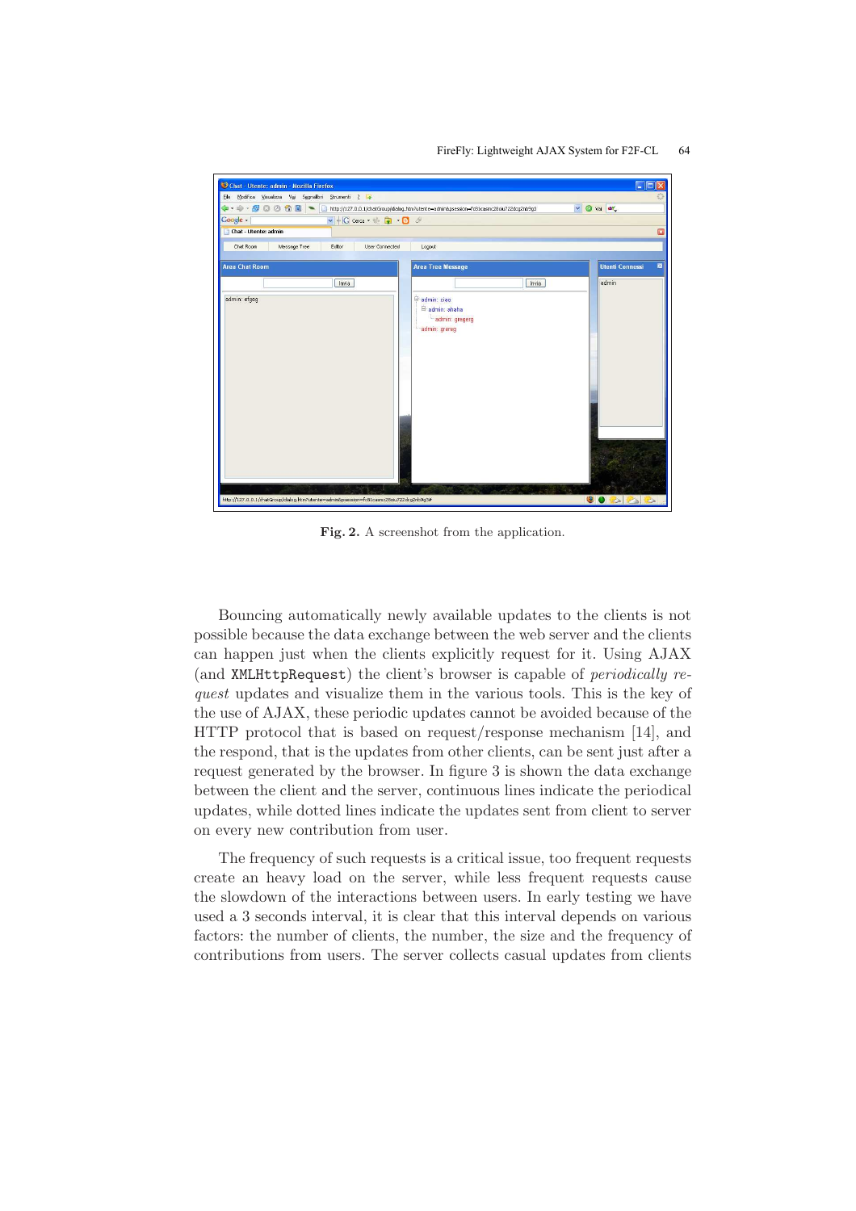Fig. 2. A screenshot from the application.

Bouncing automatically newly available updates to the clients is not possible because the data exchange between the web server and the clients can happen just when the clients explicitly request for it. Using AJAX (and `XMLHttpRequest`) the client's browser is capable of *periodically request* updates and visualize them in the various tools. This is the key of the use of AJAX, these periodic updates cannot be avoided because of the HTTP protocol that is based on request/response mechanism [14], and the respond, that is the updates from other clients, can be sent just after a request generated by the browser. In figure 3 is shown the data exchange between the client and the server, continuous lines indicate the periodical updates, while dotted lines indicate the updates sent from client to server on every new contribution from user.

The frequency of such requests is a critical issue, too frequent requests create an heavy load on the server, while less frequent requests cause the slowdown of the interactions between users. In early testing we have used a 3 seconds interval, it is clear that this interval depends on various factors: the number of clients, the number, the size and the frequency of contributions from users. The server collects casual updates from clients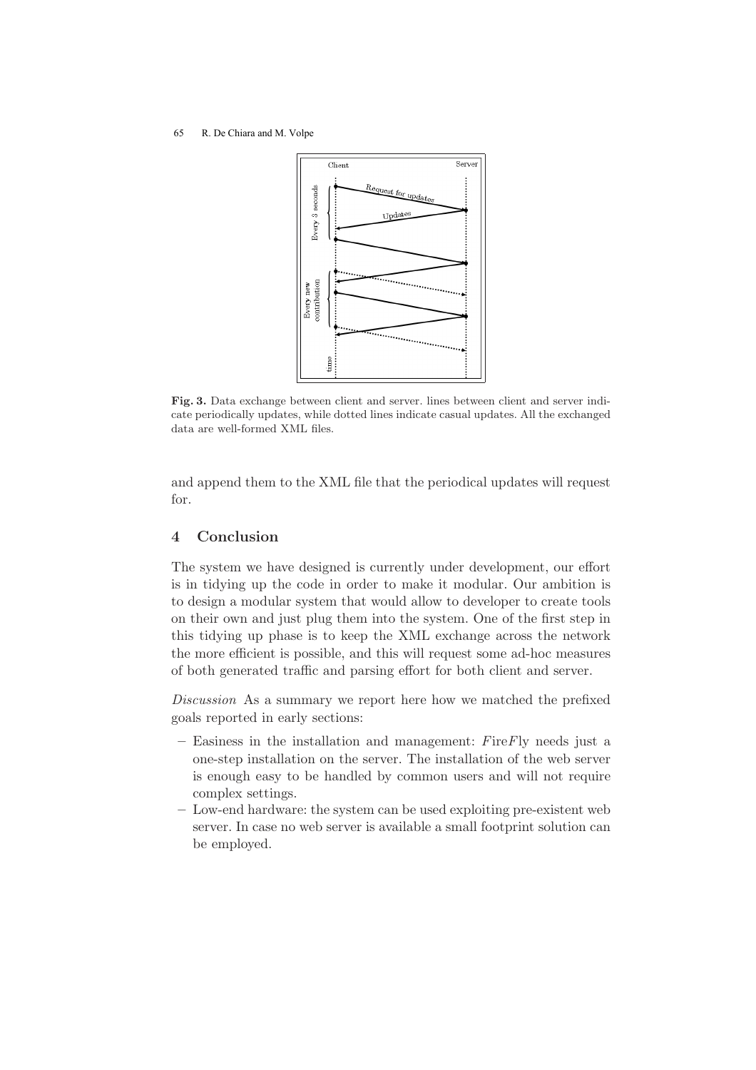**Fig. 3.** Data exchange between client and server. lines between client and server indicate periodically updates, while dotted lines indicate casual updates. All the exchanged data are well-formed XML files.

and append them to the XML file that the periodical updates will request for.

## 4 Conclusion

The system we have designed is currently under development, our effort is in tidying up the code in order to make it modular. Our ambition is to design a modular system that would allow to developer to create tools on their own and just plug them into the system. One of the first step in this tidying up phase is to keep the XML exchange across the network the more efficient is possible, and this will request some ad-hoc measures of both generated traffic and parsing effort for both client and server.

*Discussion* As a summary we report here how we matched the prefixed goals reported in early sections:

- Easiness in the installation and management: *F*ire*F*ly needs just a one-step installation on the server. The installation of the web server is enough easy to be handled by common users and will not require complex settings.
- Low-end hardware: the system can be used exploiting pre-existent web server. In case no web server is available a small footprint solution can be employed.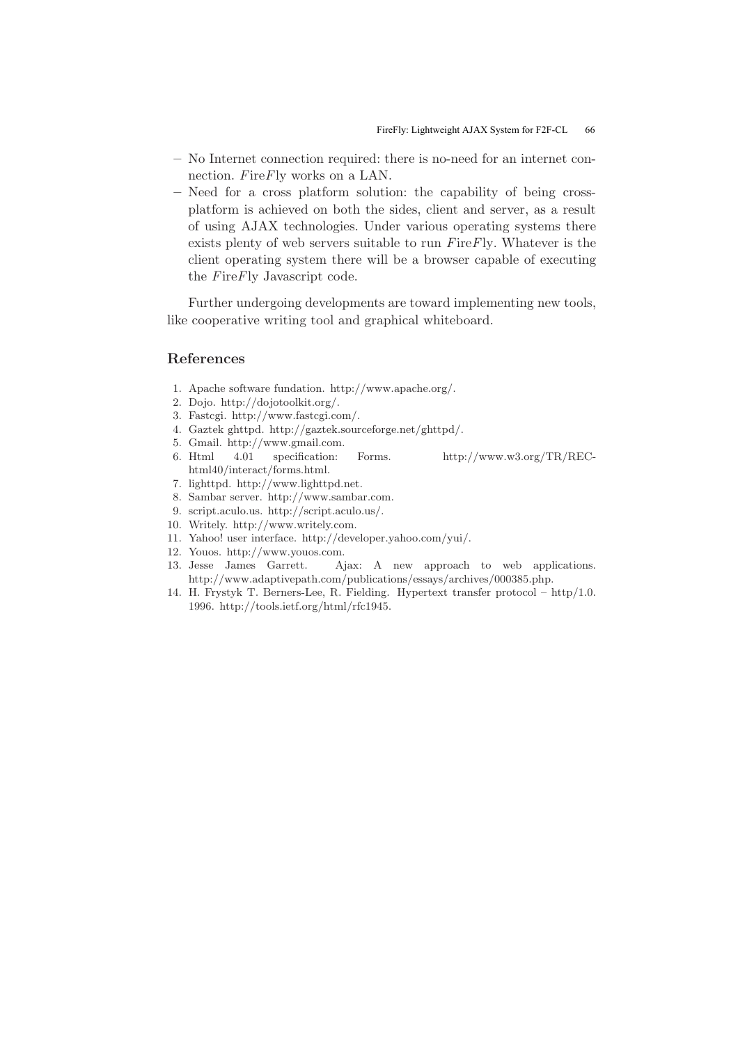- No Internet connection required: there is no-need for an internet connection. *F*ire*F*ly works on a LAN.
- Need for a cross platform solution: the capability of being cross-platform is achieved on both the sides, client and server, as a result of using AJAX technologies. Under various operating systems there exists plenty of web servers suitable to run *F*ire*F*ly. Whatever is the client operating system there will be a browser capable of executing the *F*ire*F*ly Javascript code.

Further undergoing developments are toward implementing new tools, like cooperative writing tool and graphical whiteboard.

## References

1. Apache software fundation. http://www.apache.org/.
2. Dojo. http://dojotoolkit.org/.
3. Fastcgi. http://www.fastcgi.com/.
4. Gaztek ghttpd. http://gaztek.sourceforge.net/ghttpd/.
5. Gmail. http://www.gmail.com.
6. Html 4.01 specification: Forms. http://www.w3.org/TR/REC-html40/interact/forms.html.
7. lighttpd. http://www.lighttpd.net.
8. Sambar server. http://www.sambar.com.
9. script.aculo.us. http://script.aculo.us/.
10. Writely. http://www.writely.com.
11. Yahoo! user interface. http://developer.yahoo.com/yui/.
12. Youos. http://www.youos.com.
13. Jesse James Garrett. Ajax: A new approach to web applications. http://www.adaptivepath.com/publications/essays/archives/000385.php.
14. H. Frystyk T. Berners-Lee, R. Fielding. Hypertext transfer protocol – http/1.0. 1996. http://tools.ietf.org/html/rfc1945.